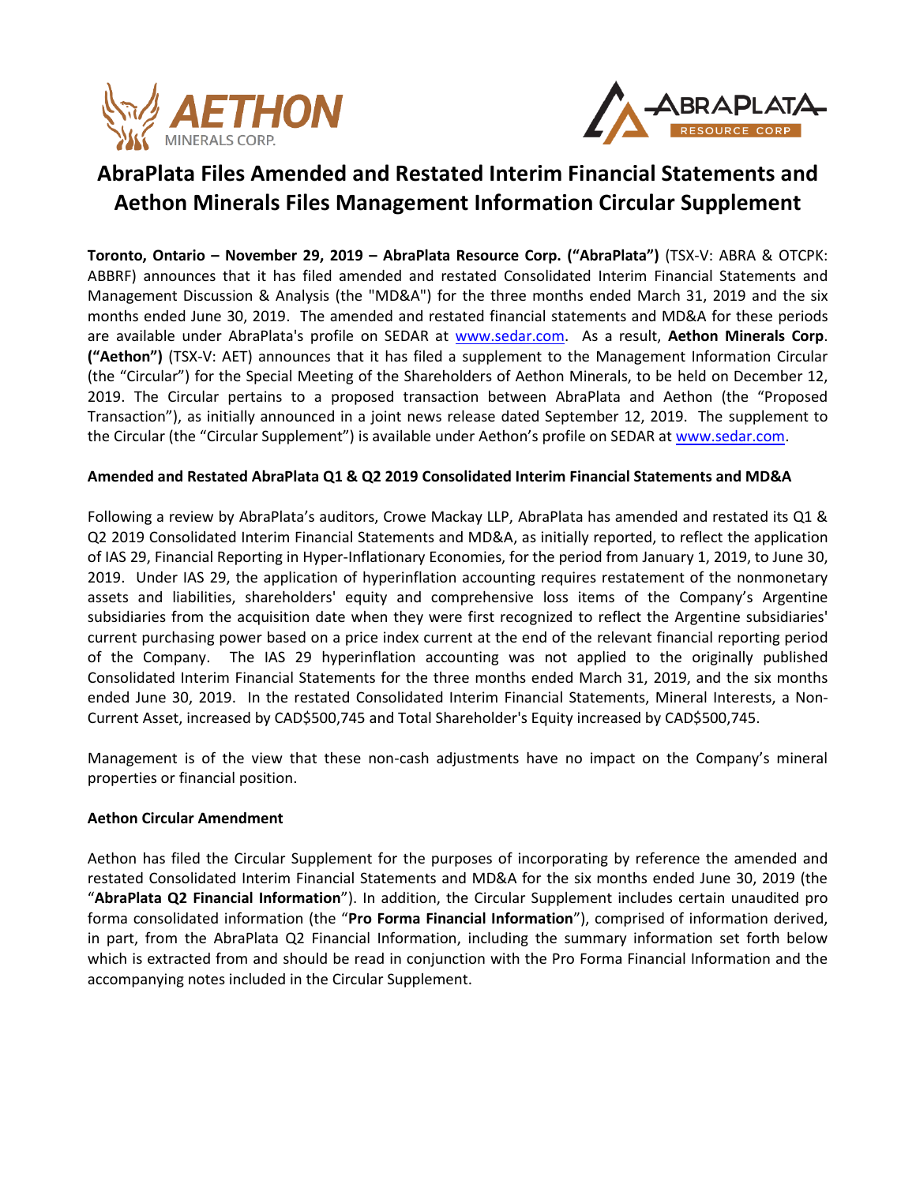# AbraPlata Files Amended and Restated Interim Financial Statements and Aethon Minerals Files Management Information Circular Supplement

**Toronto, Ontario – November 29, 2019 – AbraPlata Resource Corp. ("AbraPlata")** (TSX-V: ABRA & OTCPK: ABBRF) announces that it has filed amended and restated Consolidated Interim Financial Statements and Management Discussion & Analysis (the "MD&A") for the three months ended March 31, 2019 and the six months ended June 30, 2019. The amended and restated financial statements and MD&A for these periods are available under AbraPlata's profile on SEDAR at www.sedar.com. As a result, **Aethon Minerals Corp**. **("Aethon")** (TSX-V: AET) announces that it has filed a supplement to the Management Information Circular (the "Circular") for the Special Meeting of the Shareholders of Aethon Minerals, to be held on December 12, 2019. The Circular pertains to a proposed transaction between AbraPlata and Aethon (the "Proposed Transaction"), as initially announced in a joint news release dated September 12, 2019. The supplement to the Circular (the "Circular Supplement") is available under Aethon's profile on SEDAR at www.sedar.com.

**Amended and Restated AbraPlata Q1 & Q2 2019 Consolidated Interim Financial Statements and MD&A**

Following a review by AbraPlata's auditors, Crowe Mackay LLP, AbraPlata has amended and restated its Q1 & Q2 2019 Consolidated Interim Financial Statements and MD&A, as initially reported, to reflect the application of IAS 29, Financial Reporting in Hyper-Inflationary Economies, for the period from January 1, 2019, to June 30, 2019. Under IAS 29, the application of hyperinflation accounting requires restatement of the nonmonetary assets and liabilities, shareholders' equity and comprehensive loss items of the Company's Argentine subsidiaries from the acquisition date when they were first recognized to reflect the Argentine subsidiaries' current purchasing power based on a price index current at the end of the relevant financial reporting period of the Company. The IAS 29 hyperinflation accounting was not applied to the originally published Consolidated Interim Financial Statements for the three months ended March 31, 2019, and the six months ended June 30, 2019. In the restated Consolidated Interim Financial Statements, Mineral Interests, a Non-Current Asset, increased by CAD$500,745 and Total Shareholder's Equity increased by CAD$500,745.

Management is of the view that these non-cash adjustments have no impact on the Company's mineral properties or financial position.

**Aethon Circular Amendment**

Aethon has filed the Circular Supplement for the purposes of incorporating by reference the amended and restated Consolidated Interim Financial Statements and MD&A for the six months ended June 30, 2019 (the "**AbraPlata Q2 Financial Information**"). In addition, the Circular Supplement includes certain unaudited pro forma consolidated information (the "**Pro Forma Financial Information**"), comprised of information derived, in part, from the AbraPlata Q2 Financial Information, including the summary information set forth below which is extracted from and should be read in conjunction with the Pro Forma Financial Information and the accompanying notes included in the Circular Supplement.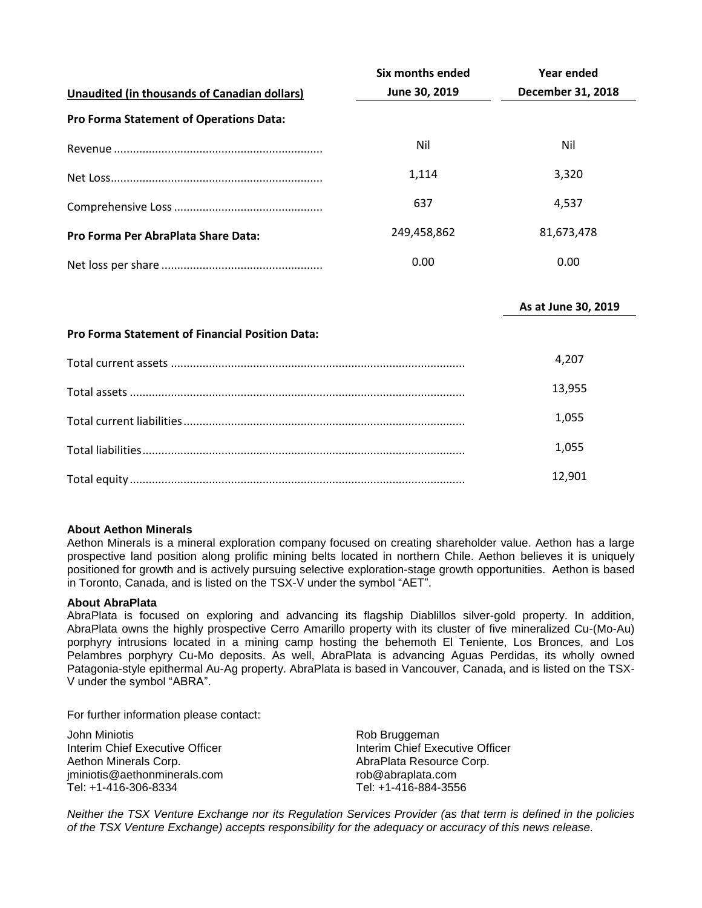| Unaudited (in thousands of Canadian dollars) | Six months ended June 30, 2019 | Year ended December 31, 2018 |
|---|---|---|
| **Pro Forma Statement of Operations Data:** | | |
| Revenue | Nil | Nil |
| Net Loss | 1,114 | 3,320 |
| Comprehensive Loss | 637 | 4,537 |
| **Pro Forma Per AbraPlata Share Data:** | 249,458,862 | 81,673,478 |
| Net loss per share | 0.00 | 0.00 |

| | As at June 30, 2019 |
|---|---|
| **Pro Forma Statement of Financial Position Data:** | |
| Total current assets | 4,207 |
| Total assets | 13,955 |
| Total current liabilities | 1,055 |
| Total liabilities | 1,055 |
| Total equity | 12,901 |

**About Aethon Minerals**

Aethon Minerals is a mineral exploration company focused on creating shareholder value. Aethon has a large prospective land position along prolific mining belts located in northern Chile. Aethon believes it is uniquely positioned for growth and is actively pursuing selective exploration-stage growth opportunities. Aethon is based in Toronto, Canada, and is listed on the TSX-V under the symbol "AET".

**About AbraPlata**

AbraPlata is focused on exploring and advancing its flagship Diablillos silver-gold property. In addition, AbraPlata owns the highly prospective Cerro Amarillo property with its cluster of five mineralized Cu-(Mo-Au) porphyry intrusions located in a mining camp hosting the behemoth El Teniente, Los Bronces, and Los Pelambres porphyry Cu-Mo deposits. As well, AbraPlata is advancing Aguas Perdidas, its wholly owned Patagonia-style epithermal Au-Ag property. AbraPlata is based in Vancouver, Canada, and is listed on the TSX-V under the symbol "ABRA".

For further information please contact:

John Miniotis
Interim Chief Executive Officer
Aethon Minerals Corp.
jminiotis@aethonminerals.com
Tel: +1-416-306-8334

Rob Bruggeman
Interim Chief Executive Officer
AbraPlata Resource Corp.
rob@abraplata.com
Tel: +1-416-884-3556

*Neither the TSX Venture Exchange nor its Regulation Services Provider (as that term is defined in the policies of the TSX Venture Exchange) accepts responsibility for the adequacy or accuracy of this news release.*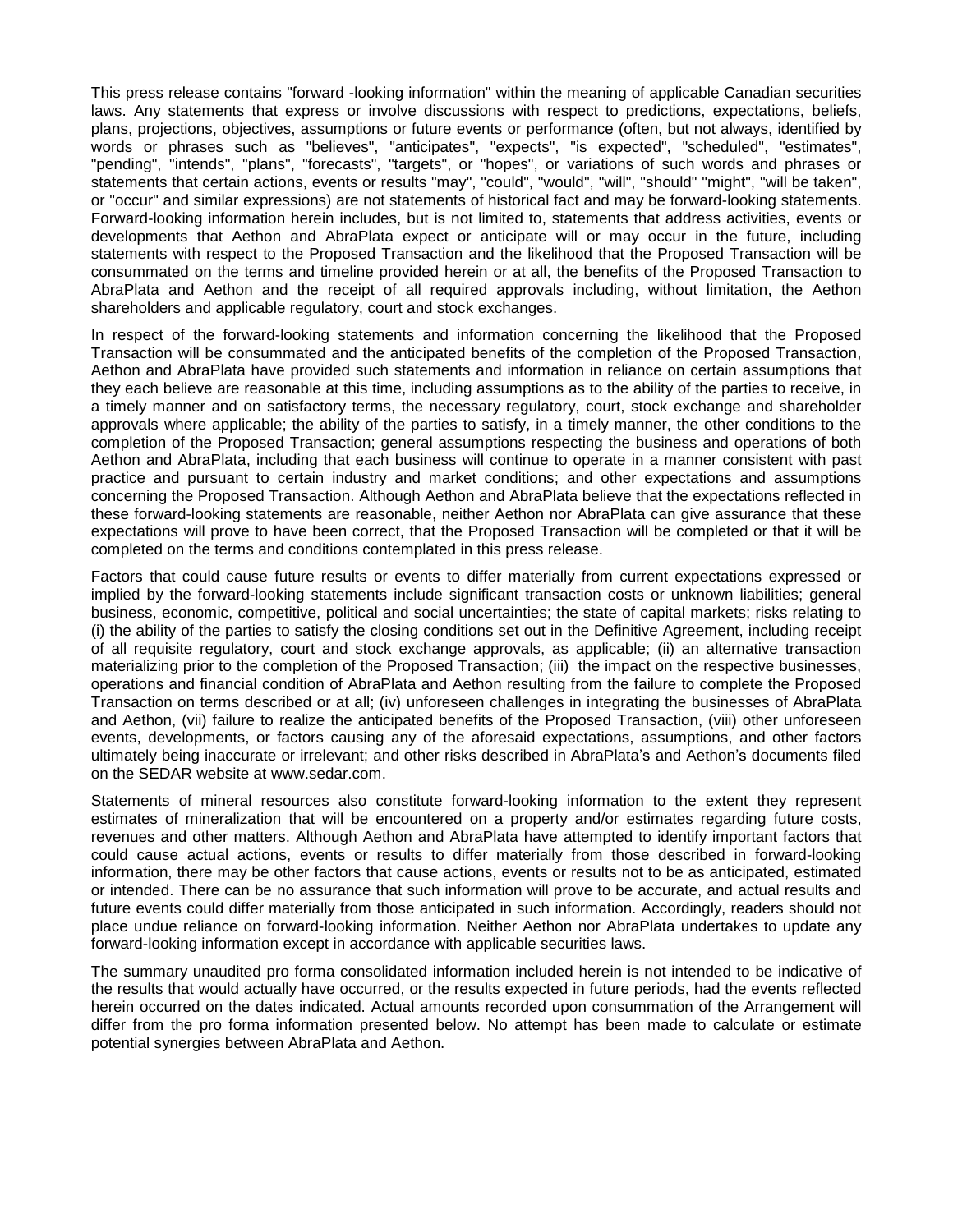This press release contains "forward -looking information" within the meaning of applicable Canadian securities laws. Any statements that express or involve discussions with respect to predictions, expectations, beliefs, plans, projections, objectives, assumptions or future events or performance (often, but not always, identified by words or phrases such as "believes", "anticipates", "expects", "is expected", "scheduled", "estimates", "pending", "intends", "plans", "forecasts", "targets", or "hopes", or variations of such words and phrases or statements that certain actions, events or results "may", "could", "would", "will", "should" "might", "will be taken", or "occur" and similar expressions) are not statements of historical fact and may be forward-looking statements. Forward-looking information herein includes, but is not limited to, statements that address activities, events or developments that Aethon and AbraPlata expect or anticipate will or may occur in the future, including statements with respect to the Proposed Transaction and the likelihood that the Proposed Transaction will be consummated on the terms and timeline provided herein or at all, the benefits of the Proposed Transaction to AbraPlata and Aethon and the receipt of all required approvals including, without limitation, the Aethon shareholders and applicable regulatory, court and stock exchanges.

In respect of the forward-looking statements and information concerning the likelihood that the Proposed Transaction will be consummated and the anticipated benefits of the completion of the Proposed Transaction, Aethon and AbraPlata have provided such statements and information in reliance on certain assumptions that they each believe are reasonable at this time, including assumptions as to the ability of the parties to receive, in a timely manner and on satisfactory terms, the necessary regulatory, court, stock exchange and shareholder approvals where applicable; the ability of the parties to satisfy, in a timely manner, the other conditions to the completion of the Proposed Transaction; general assumptions respecting the business and operations of both Aethon and AbraPlata, including that each business will continue to operate in a manner consistent with past practice and pursuant to certain industry and market conditions; and other expectations and assumptions concerning the Proposed Transaction. Although Aethon and AbraPlata believe that the expectations reflected in these forward-looking statements are reasonable, neither Aethon nor AbraPlata can give assurance that these expectations will prove to have been correct, that the Proposed Transaction will be completed or that it will be completed on the terms and conditions contemplated in this press release.

Factors that could cause future results or events to differ materially from current expectations expressed or implied by the forward-looking statements include significant transaction costs or unknown liabilities; general business, economic, competitive, political and social uncertainties; the state of capital markets; risks relating to (i) the ability of the parties to satisfy the closing conditions set out in the Definitive Agreement, including receipt of all requisite regulatory, court and stock exchange approvals, as applicable; (ii) an alternative transaction materializing prior to the completion of the Proposed Transaction; (iii) the impact on the respective businesses, operations and financial condition of AbraPlata and Aethon resulting from the failure to complete the Proposed Transaction on terms described or at all; (iv) unforeseen challenges in integrating the businesses of AbraPlata and Aethon, (vii) failure to realize the anticipated benefits of the Proposed Transaction, (viii) other unforeseen events, developments, or factors causing any of the aforesaid expectations, assumptions, and other factors ultimately being inaccurate or irrelevant; and other risks described in AbraPlata's and Aethon's documents filed on the SEDAR website at www.sedar.com.

Statements of mineral resources also constitute forward-looking information to the extent they represent estimates of mineralization that will be encountered on a property and/or estimates regarding future costs, revenues and other matters. Although Aethon and AbraPlata have attempted to identify important factors that could cause actual actions, events or results to differ materially from those described in forward-looking information, there may be other factors that cause actions, events or results not to be as anticipated, estimated or intended. There can be no assurance that such information will prove to be accurate, and actual results and future events could differ materially from those anticipated in such information. Accordingly, readers should not place undue reliance on forward-looking information. Neither Aethon nor AbraPlata undertakes to update any forward-looking information except in accordance with applicable securities laws.

The summary unaudited pro forma consolidated information included herein is not intended to be indicative of the results that would actually have occurred, or the results expected in future periods, had the events reflected herein occurred on the dates indicated. Actual amounts recorded upon consummation of the Arrangement will differ from the pro forma information presented below. No attempt has been made to calculate or estimate potential synergies between AbraPlata and Aethon.